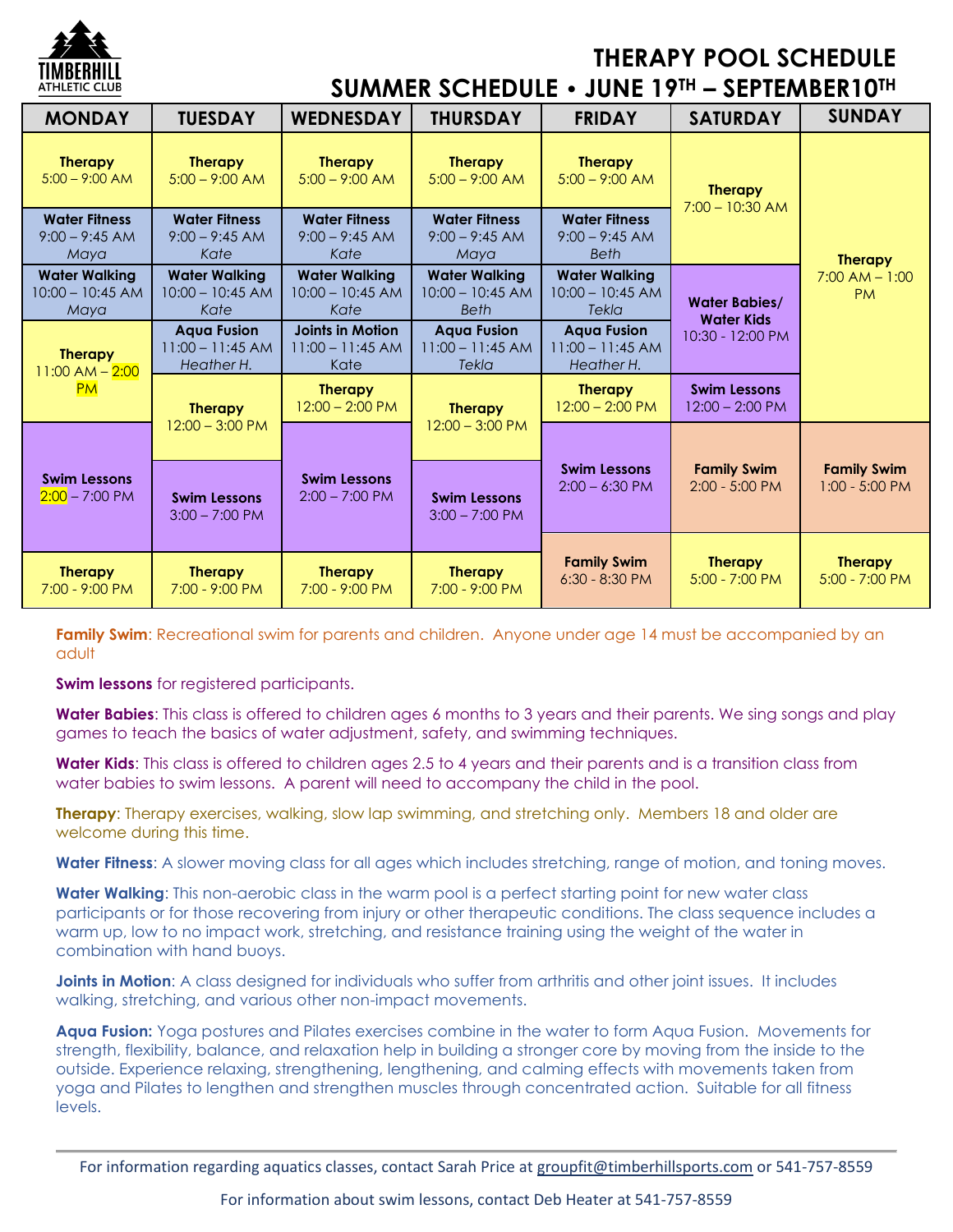TIMBERHILL ATHLETIC CLUB

# THERAPY POOL SCHEDULE

## SUMMER SCHEDULE • JUNE 19TH – SEPTEMBER10TH

| MONDAY | TUESDAY | WEDNESDAY | THURSDAY | FRIDAY | SATURDAY | SUNDAY |
|---|---|---|---|---|---|---|
| **Therapy** 5:00 – 9:00 AM | **Therapy** 5:00 – 9:00 AM | **Therapy** 5:00 – 9:00 AM | **Therapy** 5:00 – 9:00 AM | **Therapy** 5:00 – 9:00 AM | **Therapy** 7:00 – 10:30 AM | **Therapy** 7:00 AM – 1:00 PM |
| **Water Fitness** 9:00 – 9:45 AM *Maya* | **Water Fitness** 9:00 – 9:45 AM *Kate* | **Water Fitness** 9:00 – 9:45 AM *Kate* | **Water Fitness** 9:00 – 9:45 AM *Maya* | **Water Fitness** 9:00 – 9:45 AM *Beth* | | |
| **Water Walking** 10:00 – 10:45 AM *Maya* | **Water Walking** 10:00 – 10:45 AM *Kate* | **Water Walking** 10:00 – 10:45 AM *Kate* | **Water Walking** 10:00 – 10:45 AM *Beth* | **Water Walking** 10:00 – 10:45 AM *Tekla* | **Water Babies/ Water Kids** 10:30 - 12:00 PM | |
| **Therapy** 11:00 AM – 2:00 PM | **Aqua Fusion** 11:00 – 11:45 AM *Heather H.* | **Joints in Motion** 11:00 – 11:45 AM Kate | **Aqua Fusion** 11:00 – 11:45 AM *Tekla* | **Aqua Fusion** 11:00 – 11:45 AM *Heather H.* | | |
| | **Therapy** 12:00 – 3:00 PM | **Therapy** 12:00 – 2:00 PM | **Therapy** 12:00 – 3:00 PM | **Therapy** 12:00 – 2:00 PM | **Swim Lessons** 12:00 – 2:00 PM | |
| **Swim Lessons** 2:00 – 7:00 PM | **Swim Lessons** 3:00 – 7:00 PM | **Swim Lessons** 2:00 – 7:00 PM | **Swim Lessons** 3:00 – 7:00 PM | **Swim Lessons** 2:00 – 6:30 PM | **Family Swim** 2:00 - 5:00 PM | **Family Swim** 1:00 - 5:00 PM |
| **Therapy** 7:00 - 9:00 PM | **Therapy** 7:00 - 9:00 PM | **Therapy** 7:00 - 9:00 PM | **Therapy** 7:00 - 9:00 PM | **Family Swim** 6:30 - 8:30 PM | **Therapy** 5:00 - 7:00 PM | **Therapy** 5:00 - 7:00 PM |

**Family Swim**: Recreational swim for parents and children. Anyone under age 14 must be accompanied by an adult

**Swim lessons** for registered participants.

**Water Babies**: This class is offered to children ages 6 months to 3 years and their parents. We sing songs and play games to teach the basics of water adjustment, safety, and swimming techniques.

**Water Kids**: This class is offered to children ages 2.5 to 4 years and their parents and is a transition class from water babies to swim lessons. A parent will need to accompany the child in the pool.

**Therapy**: Therapy exercises, walking, slow lap swimming, and stretching only. Members 18 and older are welcome during this time.

**Water Fitness**: A slower moving class for all ages which includes stretching, range of motion, and toning moves.

**Water Walking**: This non-aerobic class in the warm pool is a perfect starting point for new water class participants or for those recovering from injury or other therapeutic conditions. The class sequence includes a warm up, low to no impact work, stretching, and resistance training using the weight of the water in combination with hand buoys.

**Joints in Motion**: A class designed for individuals who suffer from arthritis and other joint issues. It includes walking, stretching, and various other non-impact movements.

**Aqua Fusion:** Yoga postures and Pilates exercises combine in the water to form Aqua Fusion. Movements for strength, flexibility, balance, and relaxation help in building a stronger core by moving from the inside to the outside. Experience relaxing, strengthening, lengthening, and calming effects with movements taken from yoga and Pilates to lengthen and strengthen muscles through concentrated action. Suitable for all fitness levels.

---

For information regarding aquatics classes, contact Sarah Price at groupfit@timberhillsports.com or 541-757-8559

For information about swim lessons, contact Deb Heater at 541-757-8559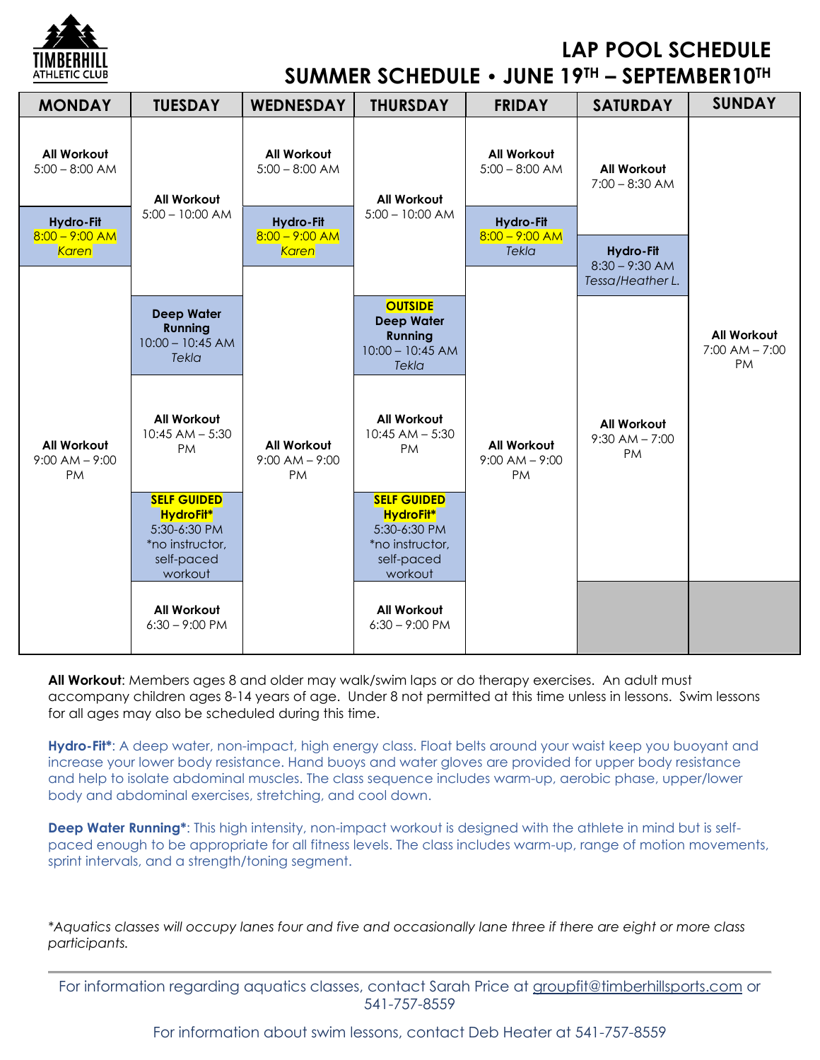**TIMBERHILL ATHLETIC CLUB**

# LAP POOL SCHEDULE

## SUMMER SCHEDULE • JUNE 19TH – SEPTEMBER10TH

| MONDAY | TUESDAY | WEDNESDAY | THURSDAY | FRIDAY | SATURDAY | SUNDAY |
|---|---|---|---|---|---|---|
| **All Workout** 5:00 – 8:00 AM | **All Workout** 5:00 – 10:00 AM | **All Workout** 5:00 – 8:00 AM | **All Workout** 5:00 – 10:00 AM | **All Workout** 5:00 – 8:00 AM | **All Workout** 7:00 – 8:30 AM | **All Workout** 7:00 AM – 7:00 PM |
| **Hydro-Fit** 8:00 – 9:00 AM *Karen* | | **Hydro-Fit** 8:00 – 9:00 AM *Karen* | | **Hydro-Fit** 8:00 – 9:00 AM *Tekla* | **Hydro-Fit** 8:30 – 9:30 AM *Tessa/Heather L.* | |
| **All Workout** 9:00 AM – 9:00 PM | **Deep Water Running** 10:00 – 10:45 AM *Tekla* | **All Workout** 9:00 AM – 9:00 PM | **OUTSIDE Deep Water Running** 10:00 – 10:45 AM *Tekla* | **All Workout** 9:00 AM – 9:00 PM | **All Workout** 9:30 AM – 7:00 PM | |
| | **All Workout** 10:45 AM – 5:30 PM | | **All Workout** 10:45 AM – 5:30 PM | | | |
| | **SELF GUIDED HydroFit*** 5:30-6:30 PM *no instructor, self-paced workout | | **SELF GUIDED HydroFit*** 5:30-6:30 PM *no instructor, self-paced workout | | | |
| | **All Workout** 6:30 – 9:00 PM | | **All Workout** 6:30 – 9:00 PM | | | |

**All Workout**: Members ages 8 and older may walk/swim laps or do therapy exercises. An adult must accompany children ages 8-14 years of age. Under 8 not permitted at this time unless in lessons. Swim lessons for all ages may also be scheduled during this time.

**Hydro-Fit***: A deep water, non-impact, high energy class. Float belts around your waist keep you buoyant and increase your lower body resistance. Hand buoys and water gloves are provided for upper body resistance and help to isolate abdominal muscles. The class sequence includes warm-up, aerobic phase, upper/lower body and abdominal exercises, stretching, and cool down.

**Deep Water Running***: This high intensity, non-impact workout is designed with the athlete in mind but is self-paced enough to be appropriate for all fitness levels. The class includes warm-up, range of motion movements, sprint intervals, and a strength/toning segment.

*\*Aquatics classes will occupy lanes four and five and occasionally lane three if there are eight or more class participants.*

For information regarding aquatics classes, contact Sarah Price at groupfit@timberhillsports.com or 541-757-8559

For information about swim lessons, contact Deb Heater at 541-757-8559